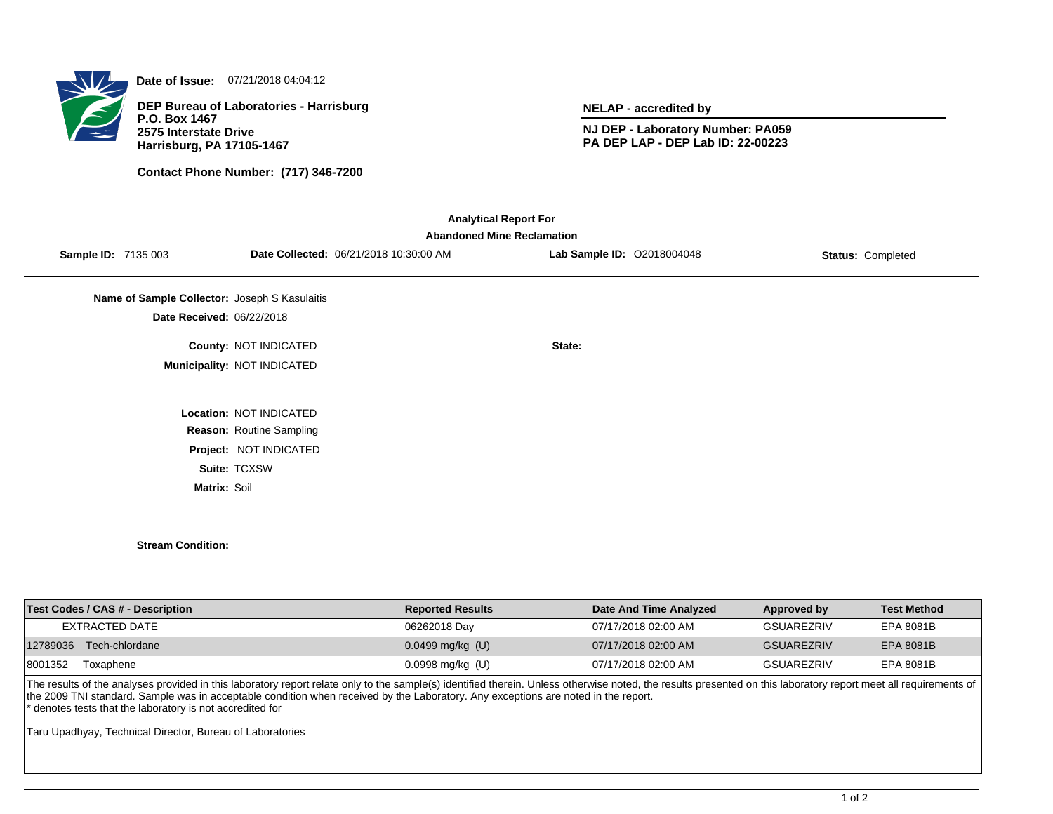**Date of Issue:** 07/21/2018 04:04:12

**DEP Bureau of Laboratories - Harrisburg**
**P.O. Box 1467**
**2575 Interstate Drive**
**Harrisburg, PA 17105-1467**

**Contact Phone Number: (717) 346-7200**

**NELAP - accredited by**

**NJ DEP - Laboratory Number: PA059**
**PA DEP LAP - DEP Lab ID: 22-00223**

**Analytical Report For**
**Abandoned Mine Reclamation**

**Sample ID:** 7135 003 **Date Collected:** 06/21/2018 10:30:00 AM **Lab Sample ID:** O2018004048 **Status:** Completed

**Name of Sample Collector:** Joseph S Kasulaitis
**Date Received:** 06/22/2018

**County:** NOT INDICATED **State:**
**Municipality:** NOT INDICATED

**Location:** NOT INDICATED
**Reason:** Routine Sampling
**Project:** NOT INDICATED
**Suite:** TCXSW
**Matrix:** Soil

**Stream Condition:**

| Test Codes / CAS # - Description | Reported Results | Date And Time Analyzed | Approved by | Test Method |
|---|---|---|---|---|
| EXTRACTED DATE | 06262018 Day | 07/17/2018 02:00 AM | GSUAREZRIV | EPA 8081B |
| 12789036 Tech-chlordane | 0.0499 mg/kg (U) | 07/17/2018 02:00 AM | GSUAREZRIV | EPA 8081B |
| 8001352 Toxaphene | 0.0998 mg/kg (U) | 07/17/2018 02:00 AM | GSUAREZRIV | EPA 8081B |

The results of the analyses provided in this laboratory report relate only to the sample(s) identified therein. Unless otherwise noted, the results presented on this laboratory report meet all requirements of the 2009 TNI standard. Sample was in acceptable condition when received by the Laboratory. Any exceptions are noted in the report.
* denotes tests that the laboratory is not accredited for

Taru Upadhyay, Technical Director, Bureau of Laboratories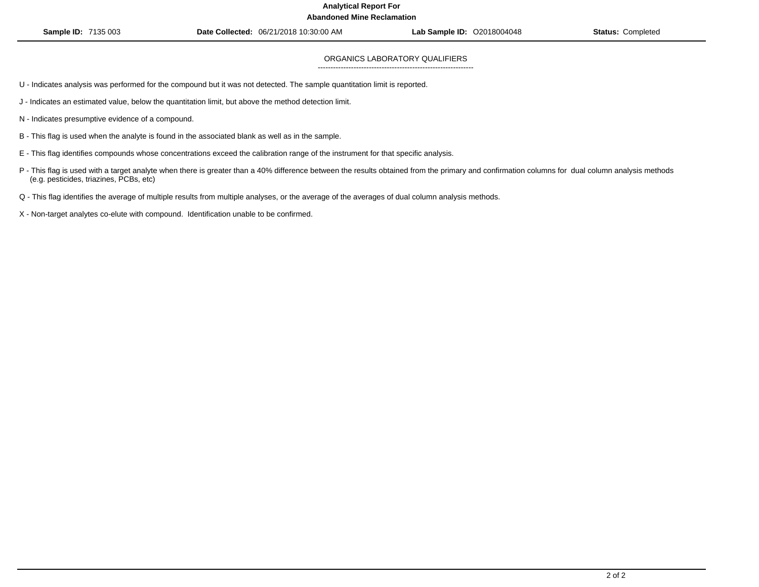ORGANICS LABORATORY QUALIFIERS

U - Indicates analysis was performed for the compound but it was not detected. The sample quantitation limit is reported.

J - Indicates an estimated value, below the quantitation limit, but above the method detection limit.

N - Indicates presumptive evidence of a compound.

B - This flag is used when the analyte is found in the associated blank as well as in the sample.

E - This flag identifies compounds whose concentrations exceed the calibration range of the instrument for that specific analysis.

P - This flag is used with a target analyte when there is greater than a 40% difference between the results obtained from the primary and confirmation columns for dual column analysis methods (e.g. pesticides, triazines, PCBs, etc)

Q - This flag identifies the average of multiple results from multiple analyses, or the average of the averages of dual column analysis methods.

X - Non-target analytes co-elute with compound. Identification unable to be confirmed.